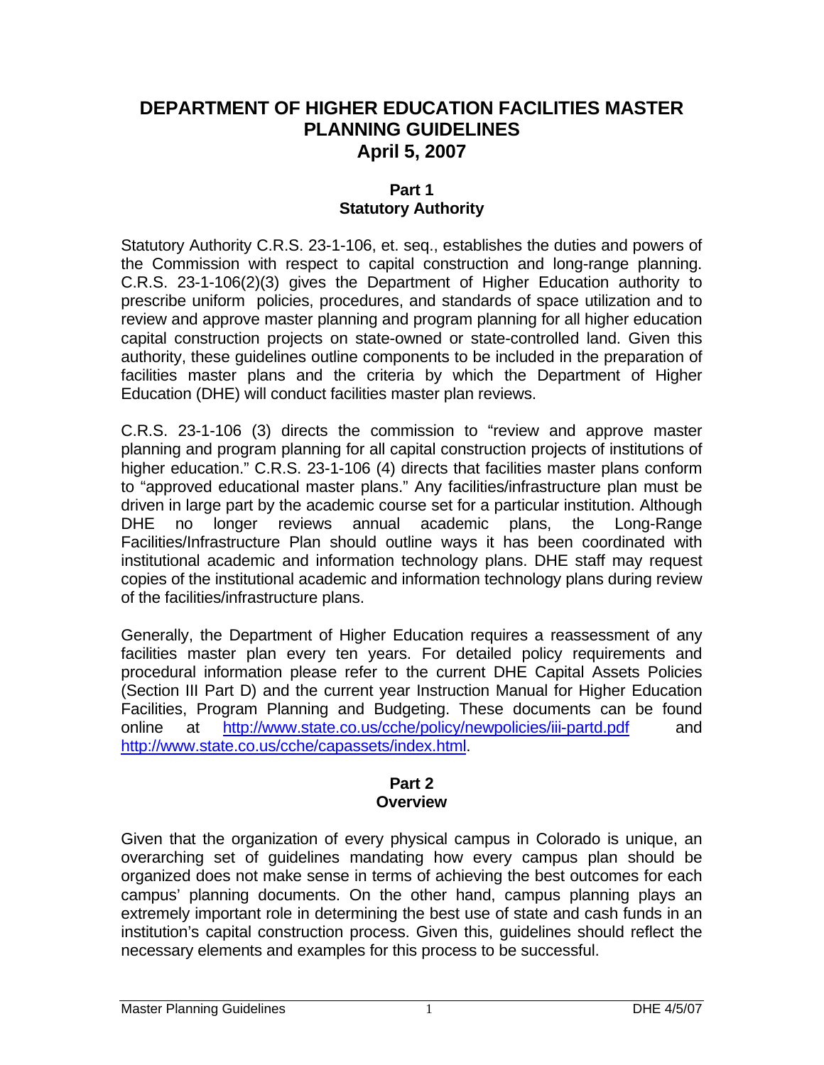# DEPARTMENT OF HIGHER EDUCATION FACILITIES MASTER PLANNING GUIDELINES
## April 5, 2007

### Part 1
### Statutory Authority

Statutory Authority C.R.S. 23-1-106, et. seq., establishes the duties and powers of the Commission with respect to capital construction and long-range planning. C.R.S. 23-1-106(2)(3) gives the Department of Higher Education authority to prescribe uniform policies, procedures, and standards of space utilization and to review and approve master planning and program planning for all higher education capital construction projects on state-owned or state-controlled land. Given this authority, these guidelines outline components to be included in the preparation of facilities master plans and the criteria by which the Department of Higher Education (DHE) will conduct facilities master plan reviews.

C.R.S. 23-1-106 (3) directs the commission to "review and approve master planning and program planning for all capital construction projects of institutions of higher education." C.R.S. 23-1-106 (4) directs that facilities master plans conform to "approved educational master plans." Any facilities/infrastructure plan must be driven in large part by the academic course set for a particular institution. Although DHE no longer reviews annual academic plans, the Long-Range Facilities/Infrastructure Plan should outline ways it has been coordinated with institutional academic and information technology plans. DHE staff may request copies of the institutional academic and information technology plans during review of the facilities/infrastructure plans.

Generally, the Department of Higher Education requires a reassessment of any facilities master plan every ten years. For detailed policy requirements and procedural information please refer to the current DHE Capital Assets Policies (Section III Part D) and the current year Instruction Manual for Higher Education Facilities, Program Planning and Budgeting. These documents can be found online at http://www.state.co.us/cche/policy/newpolicies/iii-partd.pdf and http://www.state.co.us/cche/capassets/index.html.

### Part 2
### Overview

Given that the organization of every physical campus in Colorado is unique, an overarching set of guidelines mandating how every campus plan should be organized does not make sense in terms of achieving the best outcomes for each campus' planning documents. On the other hand, campus planning plays an extremely important role in determining the best use of state and cash funds in an institution's capital construction process. Given this, guidelines should reflect the necessary elements and examples for this process to be successful.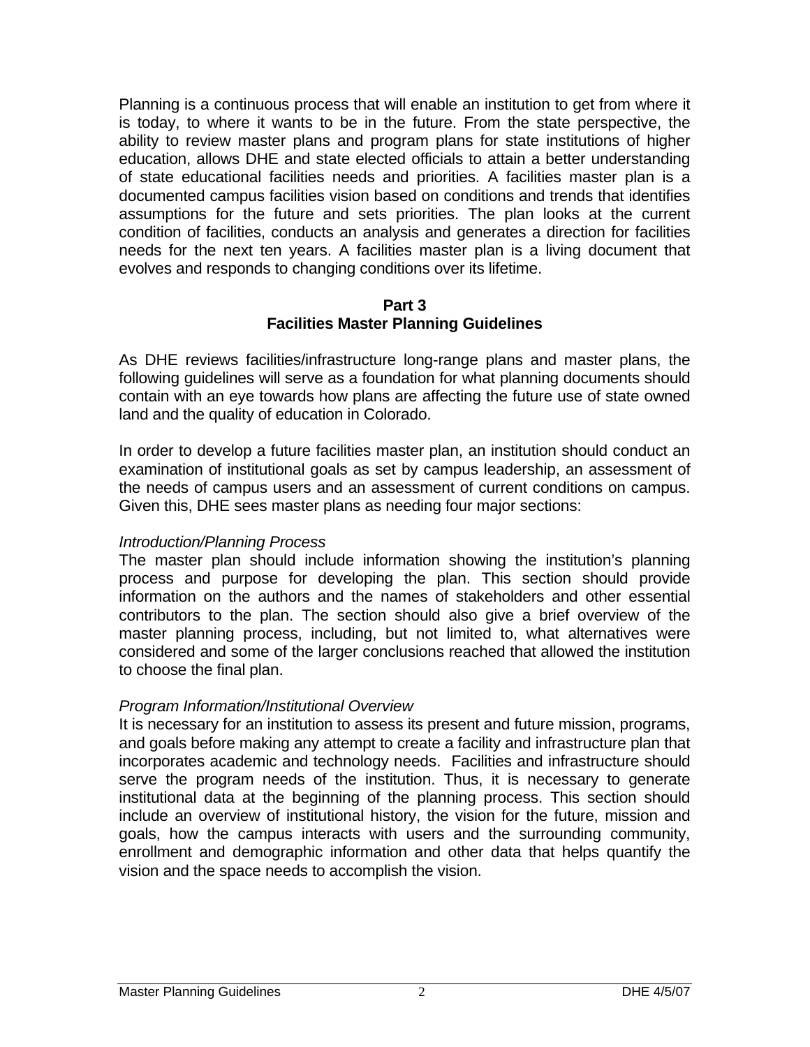Planning is a continuous process that will enable an institution to get from where it is today, to where it wants to be in the future. From the state perspective, the ability to review master plans and program plans for state institutions of higher education, allows DHE and state elected officials to attain a better understanding of state educational facilities needs and priorities. A facilities master plan is a documented campus facilities vision based on conditions and trends that identifies assumptions for the future and sets priorities. The plan looks at the current condition of facilities, conducts an analysis and generates a direction for facilities needs for the next ten years. A facilities master plan is a living document that evolves and responds to changing conditions over its lifetime.

## Part 3
## Facilities Master Planning Guidelines

As DHE reviews facilities/infrastructure long-range plans and master plans, the following guidelines will serve as a foundation for what planning documents should contain with an eye towards how plans are affecting the future use of state owned land and the quality of education in Colorado.

In order to develop a future facilities master plan, an institution should conduct an examination of institutional goals as set by campus leadership, an assessment of the needs of campus users and an assessment of current conditions on campus. Given this, DHE sees master plans as needing four major sections:

*Introduction/Planning Process*
The master plan should include information showing the institution's planning process and purpose for developing the plan. This section should provide information on the authors and the names of stakeholders and other essential contributors to the plan. The section should also give a brief overview of the master planning process, including, but not limited to, what alternatives were considered and some of the larger conclusions reached that allowed the institution to choose the final plan.

*Program Information/Institutional Overview*
It is necessary for an institution to assess its present and future mission, programs, and goals before making any attempt to create a facility and infrastructure plan that incorporates academic and technology needs. Facilities and infrastructure should serve the program needs of the institution. Thus, it is necessary to generate institutional data at the beginning of the planning process. This section should include an overview of institutional history, the vision for the future, mission and goals, how the campus interacts with users and the surrounding community, enrollment and demographic information and other data that helps quantify the vision and the space needs to accomplish the vision.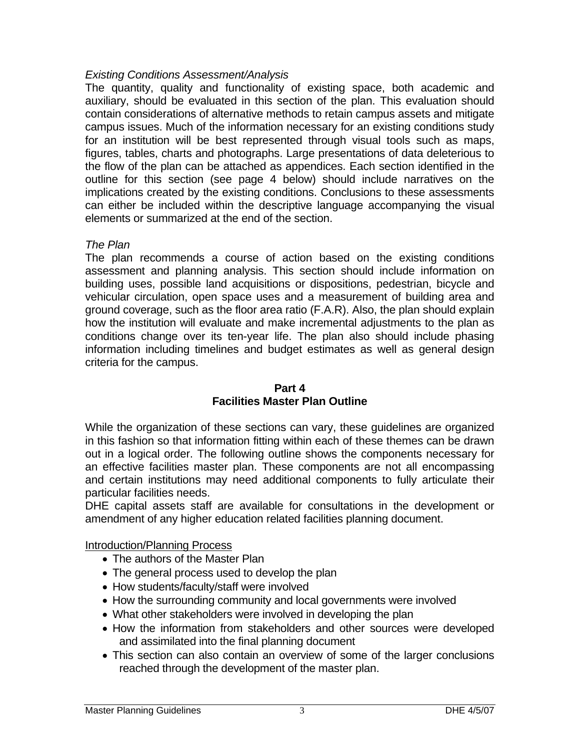*Existing Conditions Assessment/Analysis*

The quantity, quality and functionality of existing space, both academic and auxiliary, should be evaluated in this section of the plan. This evaluation should contain considerations of alternative methods to retain campus assets and mitigate campus issues. Much of the information necessary for an existing conditions study for an institution will be best represented through visual tools such as maps, figures, tables, charts and photographs. Large presentations of data deleterious to the flow of the plan can be attached as appendices. Each section identified in the outline for this section (see page 4 below) should include narratives on the implications created by the existing conditions. Conclusions to these assessments can either be included within the descriptive language accompanying the visual elements or summarized at the end of the section.

*The Plan*

The plan recommends a course of action based on the existing conditions assessment and planning analysis. This section should include information on building uses, possible land acquisitions or dispositions, pedestrian, bicycle and vehicular circulation, open space uses and a measurement of building area and ground coverage, such as the floor area ratio (F.A.R). Also, the plan should explain how the institution will evaluate and make incremental adjustments to the plan as conditions change over its ten-year life. The plan also should include phasing information including timelines and budget estimates as well as general design criteria for the campus.

## Part 4
## Facilities Master Plan Outline

While the organization of these sections can vary, these guidelines are organized in this fashion so that information fitting within each of these themes can be drawn out in a logical order. The following outline shows the components necessary for an effective facilities master plan. These components are not all encompassing and certain institutions may need additional components to fully articulate their particular facilities needs.

DHE capital assets staff are available for consultations in the development or amendment of any higher education related facilities planning document.

<u>Introduction/Planning Process</u>

- The authors of the Master Plan
- The general process used to develop the plan
- How students/faculty/staff were involved
- How the surrounding community and local governments were involved
- What other stakeholders were involved in developing the plan
- How the information from stakeholders and other sources were developed and assimilated into the final planning document
- This section can also contain an overview of some of the larger conclusions reached through the development of the master plan.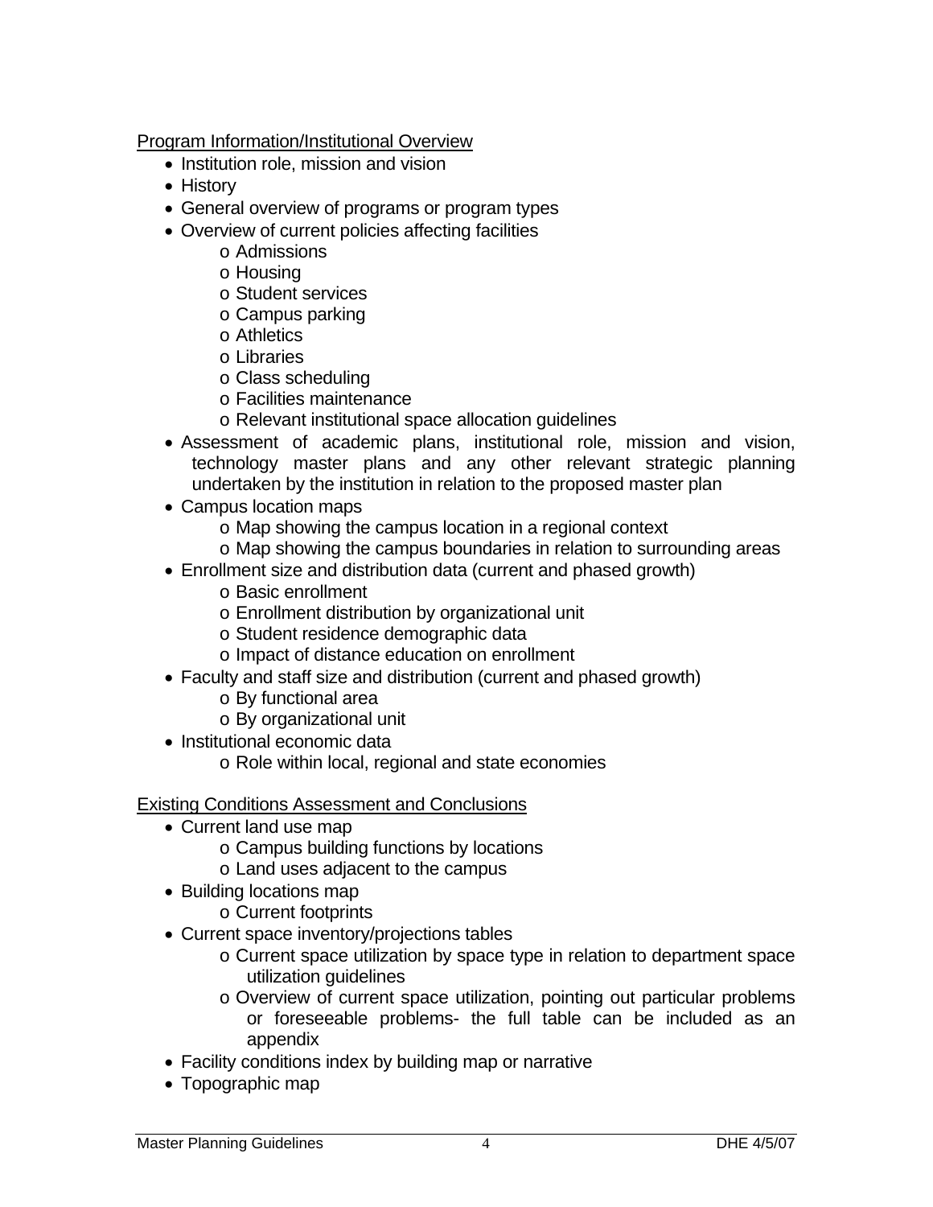<u>Program Information/Institutional Overview</u>

- Institution role, mission and vision
- History
- General overview of programs or program types
- Overview of current policies affecting facilities
    - Admissions
    - Housing
    - Student services
    - Campus parking
    - Athletics
    - Libraries
    - Class scheduling
    - Facilities maintenance
    - Relevant institutional space allocation guidelines
- Assessment of academic plans, institutional role, mission and vision, technology master plans and any other relevant strategic planning undertaken by the institution in relation to the proposed master plan
- Campus location maps
    - Map showing the campus location in a regional context
    - Map showing the campus boundaries in relation to surrounding areas
- Enrollment size and distribution data (current and phased growth)
    - Basic enrollment
    - Enrollment distribution by organizational unit
    - Student residence demographic data
    - Impact of distance education on enrollment
- Faculty and staff size and distribution (current and phased growth)
    - By functional area
    - By organizational unit
- Institutional economic data
    - Role within local, regional and state economies

<u>Existing Conditions Assessment and Conclusions</u>

- Current land use map
    - Campus building functions by locations
    - Land uses adjacent to the campus
- Building locations map
    - Current footprints
- Current space inventory/projections tables
    - Current space utilization by space type in relation to department space utilization guidelines
    - Overview of current space utilization, pointing out particular problems or foreseeable problems- the full table can be included as an appendix
- Facility conditions index by building map or narrative
- Topographic map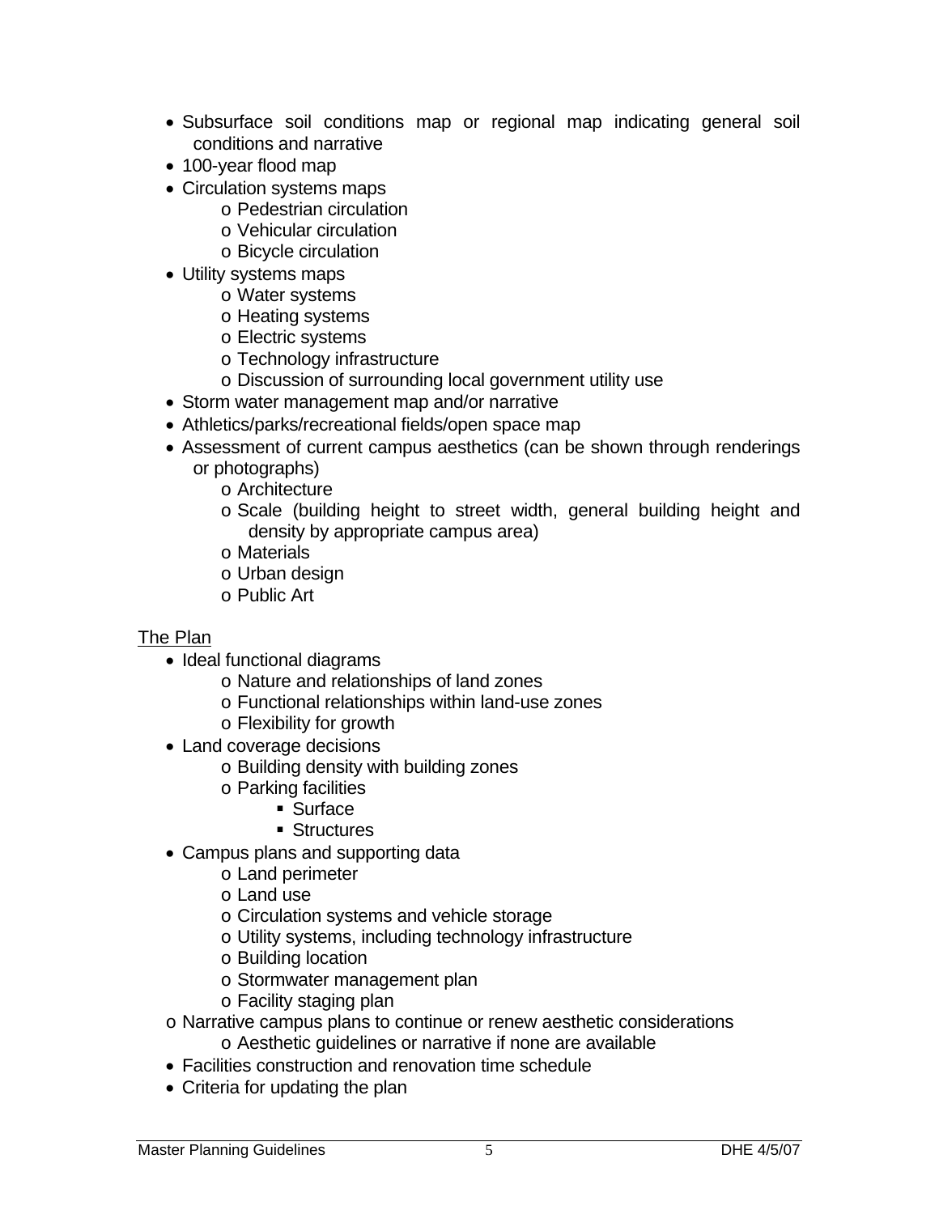- Subsurface soil conditions map or regional map indicating general soil conditions and narrative
- 100-year flood map
- Circulation systems maps
    - Pedestrian circulation
    - Vehicular circulation
    - Bicycle circulation
- Utility systems maps
    - Water systems
    - Heating systems
    - Electric systems
    - Technology infrastructure
    - Discussion of surrounding local government utility use
- Storm water management map and/or narrative
- Athletics/parks/recreational fields/open space map
- Assessment of current campus aesthetics (can be shown through renderings or photographs)
    - Architecture
    - Scale (building height to street width, general building height and density by appropriate campus area)
    - Materials
    - Urban design
    - Public Art

The Plan

- Ideal functional diagrams
    - Nature and relationships of land zones
    - Functional relationships within land-use zones
    - Flexibility for growth
- Land coverage decisions
    - Building density with building zones
    - Parking facilities
        - Surface
        - Structures
- Campus plans and supporting data
    - Land perimeter
    - Land use
    - Circulation systems and vehicle storage
    - Utility systems, including technology infrastructure
    - Building location
    - Stormwater management plan
    - Facility staging plan
- Narrative campus plans to continue or renew aesthetic considerations
    - Aesthetic guidelines or narrative if none are available
- Facilities construction and renovation time schedule
- Criteria for updating the plan